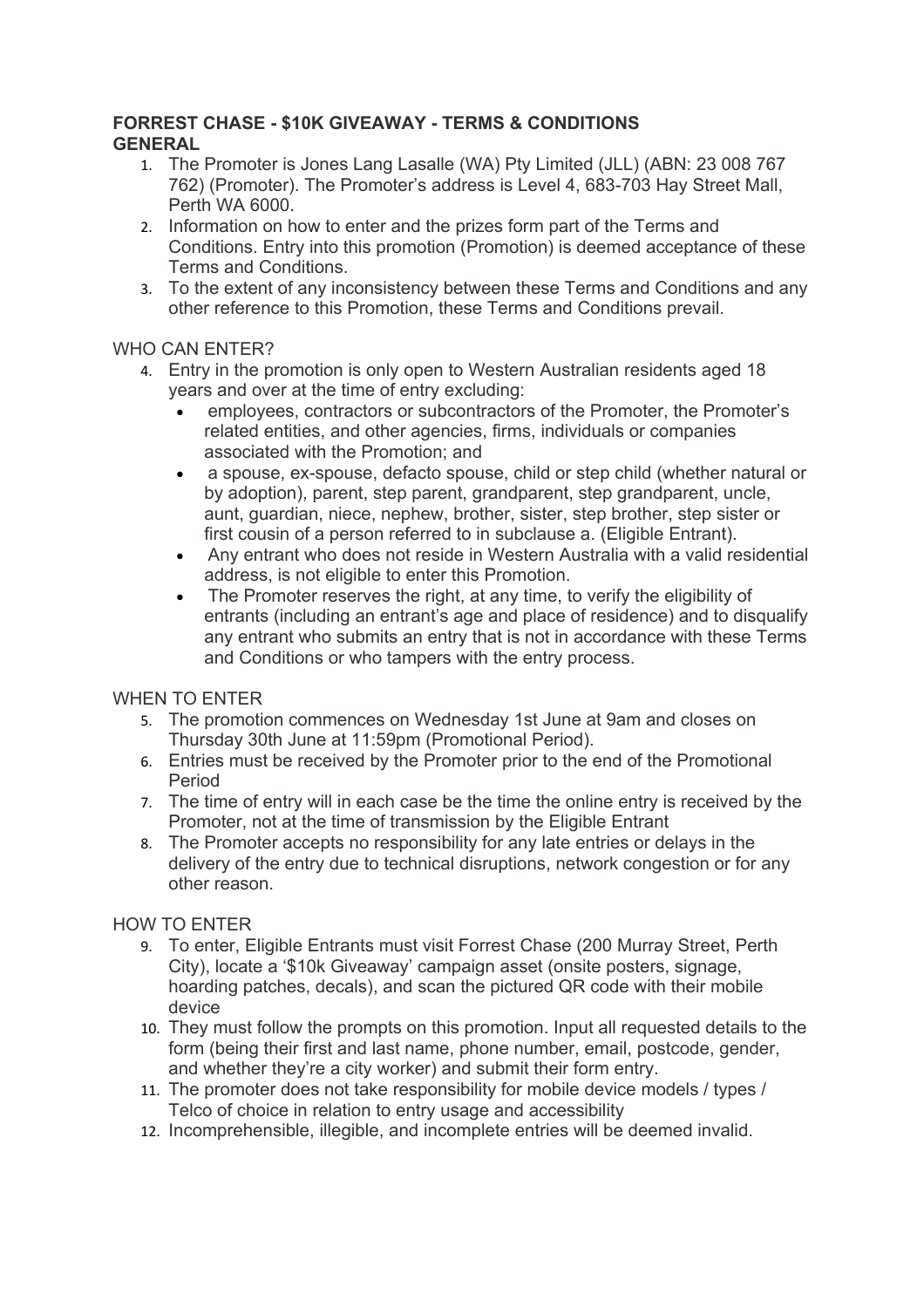**FORREST CHASE - $10K GIVEAWAY - TERMS & CONDITIONS**
**GENERAL**

1. The Promoter is Jones Lang Lasalle (WA) Pty Limited (JLL) (ABN: 23 008 767 762) (Promoter). The Promoter's address is Level 4, 683-703 Hay Street Mall, Perth WA 6000.
2. Information on how to enter and the prizes form part of the Terms and Conditions. Entry into this promotion (Promotion) is deemed acceptance of these Terms and Conditions.
3. To the extent of any inconsistency between these Terms and Conditions and any other reference to this Promotion, these Terms and Conditions prevail.

WHO CAN ENTER?

4. Entry in the promotion is only open to Western Australian residents aged 18 years and over at the time of entry excluding:
   - employees, contractors or subcontractors of the Promoter, the Promoter's related entities, and other agencies, firms, individuals or companies associated with the Promotion; and
   - a spouse, ex-spouse, defacto spouse, child or step child (whether natural or by adoption), parent, step parent, grandparent, step grandparent, uncle, aunt, guardian, niece, nephew, brother, sister, step brother, step sister or first cousin of a person referred to in subclause a. (Eligible Entrant).
   - Any entrant who does not reside in Western Australia with a valid residential address, is not eligible to enter this Promotion.
   - The Promoter reserves the right, at any time, to verify the eligibility of entrants (including an entrant's age and place of residence) and to disqualify any entrant who submits an entry that is not in accordance with these Terms and Conditions or who tampers with the entry process.

WHEN TO ENTER

5. The promotion commences on Wednesday 1st June at 9am and closes on Thursday 30th June at 11:59pm (Promotional Period).
6. Entries must be received by the Promoter prior to the end of the Promotional Period
7. The time of entry will in each case be the time the online entry is received by the Promoter, not at the time of transmission by the Eligible Entrant
8. The Promoter accepts no responsibility for any late entries or delays in the delivery of the entry due to technical disruptions, network congestion or for any other reason.

HOW TO ENTER

9. To enter, Eligible Entrants must visit Forrest Chase (200 Murray Street, Perth City), locate a '$10k Giveaway' campaign asset (onsite posters, signage, hoarding patches, decals), and scan the pictured QR code with their mobile device
10. They must follow the prompts on this promotion. Input all requested details to the form (being their first and last name, phone number, email, postcode, gender, and whether they're a city worker) and submit their form entry.
11. The promoter does not take responsibility for mobile device models / types / Telco of choice in relation to entry usage and accessibility
12. Incomprehensible, illegible, and incomplete entries will be deemed invalid.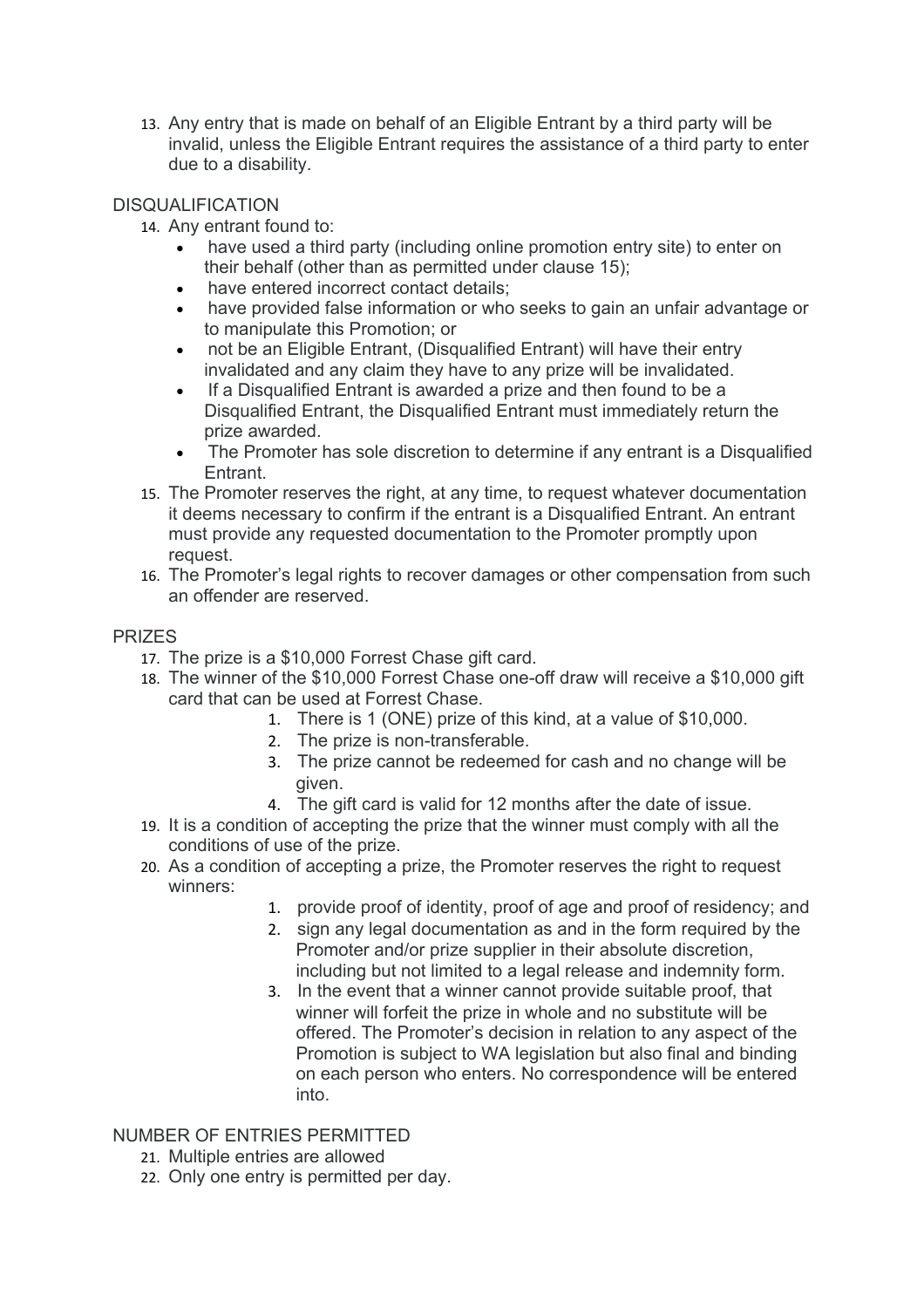13. Any entry that is made on behalf of an Eligible Entrant by a third party will be invalid, unless the Eligible Entrant requires the assistance of a third party to enter due to a disability.

DISQUALIFICATION

14. Any entrant found to:
    - have used a third party (including online promotion entry site) to enter on their behalf (other than as permitted under clause 15);
    - have entered incorrect contact details;
    - have provided false information or who seeks to gain an unfair advantage or to manipulate this Promotion; or
    - not be an Eligible Entrant, (Disqualified Entrant) will have their entry invalidated and any claim they have to any prize will be invalidated.
    - If a Disqualified Entrant is awarded a prize and then found to be a Disqualified Entrant, the Disqualified Entrant must immediately return the prize awarded.
    - The Promoter has sole discretion to determine if any entrant is a Disqualified Entrant.
15. The Promoter reserves the right, at any time, to request whatever documentation it deems necessary to confirm if the entrant is a Disqualified Entrant. An entrant must provide any requested documentation to the Promoter promptly upon request.
16. The Promoter's legal rights to recover damages or other compensation from such an offender are reserved.

PRIZES

17. The prize is a $10,000 Forrest Chase gift card.
18. The winner of the $10,000 Forrest Chase one-off draw will receive a $10,000 gift card that can be used at Forrest Chase.
    1. There is 1 (ONE) prize of this kind, at a value of $10,000.
    2. The prize is non-transferable.
    3. The prize cannot be redeemed for cash and no change will be given.
    4. The gift card is valid for 12 months after the date of issue.
19. It is a condition of accepting the prize that the winner must comply with all the conditions of use of the prize.
20. As a condition of accepting a prize, the Promoter reserves the right to request winners:
    1. provide proof of identity, proof of age and proof of residency; and
    2. sign any legal documentation as and in the form required by the Promoter and/or prize supplier in their absolute discretion, including but not limited to a legal release and indemnity form.
    3. In the event that a winner cannot provide suitable proof, that winner will forfeit the prize in whole and no substitute will be offered. The Promoter's decision in relation to any aspect of the Promotion is subject to WA legislation but also final and binding on each person who enters. No correspondence will be entered into.

NUMBER OF ENTRIES PERMITTED

21. Multiple entries are allowed
22. Only one entry is permitted per day.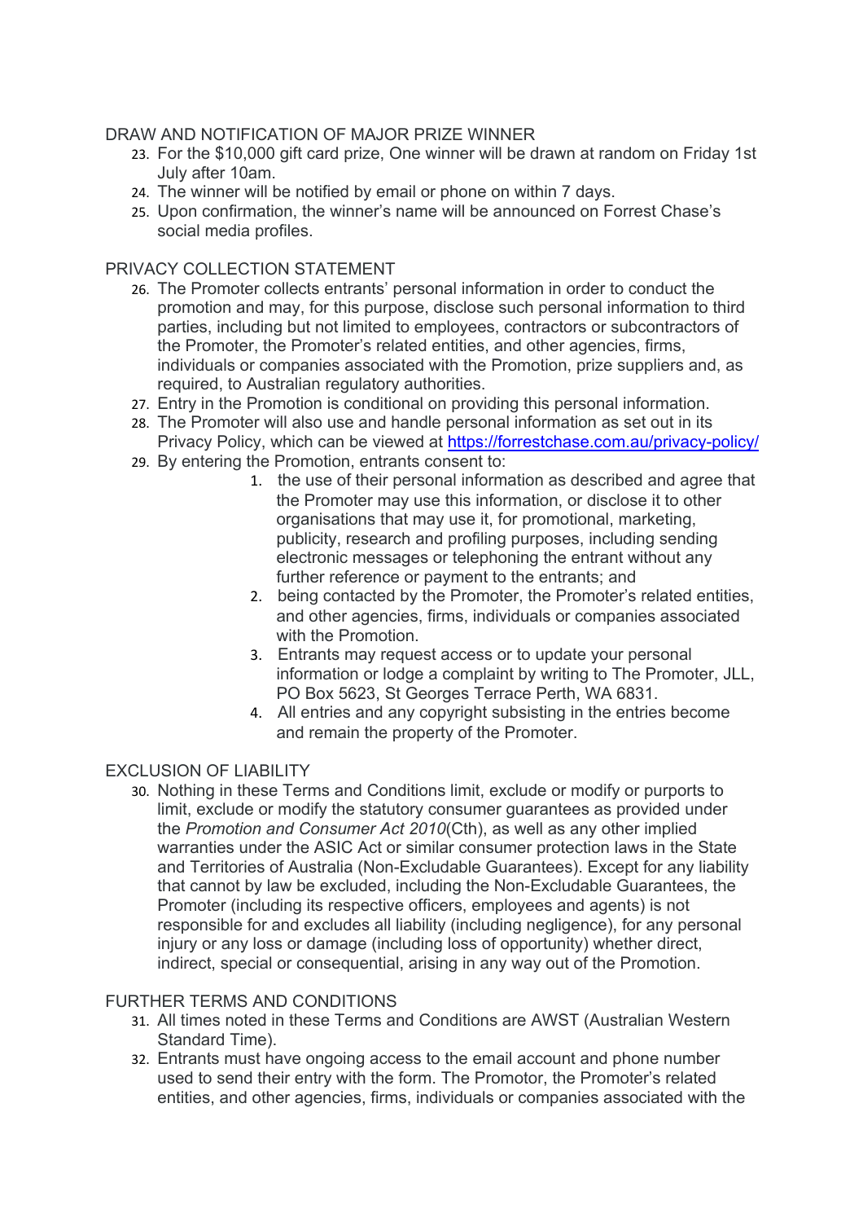DRAW AND NOTIFICATION OF MAJOR PRIZE WINNER

23. For the $10,000 gift card prize, One winner will be drawn at random on Friday 1st July after 10am.
24. The winner will be notified by email or phone on within 7 days.
25. Upon confirmation, the winner's name will be announced on Forrest Chase's social media profiles.

PRIVACY COLLECTION STATEMENT

26. The Promoter collects entrants' personal information in order to conduct the promotion and may, for this purpose, disclose such personal information to third parties, including but not limited to employees, contractors or subcontractors of the Promoter, the Promoter's related entities, and other agencies, firms, individuals or companies associated with the Promotion, prize suppliers and, as required, to Australian regulatory authorities.
27. Entry in the Promotion is conditional on providing this personal information.
28. The Promoter will also use and handle personal information as set out in its Privacy Policy, which can be viewed at [https://forrestchase.com.au/privacy-policy/](https://forrestchase.com.au/privacy-policy/)
29. By entering the Promotion, entrants consent to:
    1. the use of their personal information as described and agree that the Promoter may use this information, or disclose it to other organisations that may use it, for promotional, marketing, publicity, research and profiling purposes, including sending electronic messages or telephoning the entrant without any further reference or payment to the entrants; and
    2. being contacted by the Promoter, the Promoter's related entities, and other agencies, firms, individuals or companies associated with the Promotion.
    3. Entrants may request access or to update your personal information or lodge a complaint by writing to The Promoter, JLL, PO Box 5623, St Georges Terrace Perth, WA 6831.
    4. All entries and any copyright subsisting in the entries become and remain the property of the Promoter.

EXCLUSION OF LIABILITY

30. Nothing in these Terms and Conditions limit, exclude or modify or purports to limit, exclude or modify the statutory consumer guarantees as provided under the *Promotion and Consumer Act 2010*(Cth), as well as any other implied warranties under the ASIC Act or similar consumer protection laws in the State and Territories of Australia (Non-Excludable Guarantees). Except for any liability that cannot by law be excluded, including the Non-Excludable Guarantees, the Promoter (including its respective officers, employees and agents) is not responsible for and excludes all liability (including negligence), for any personal injury or any loss or damage (including loss of opportunity) whether direct, indirect, special or consequential, arising in any way out of the Promotion.

FURTHER TERMS AND CONDITIONS

31. All times noted in these Terms and Conditions are AWST (Australian Western Standard Time).
32. Entrants must have ongoing access to the email account and phone number used to send their entry with the form. The Promotor, the Promoter's related entities, and other agencies, firms, individuals or companies associated with the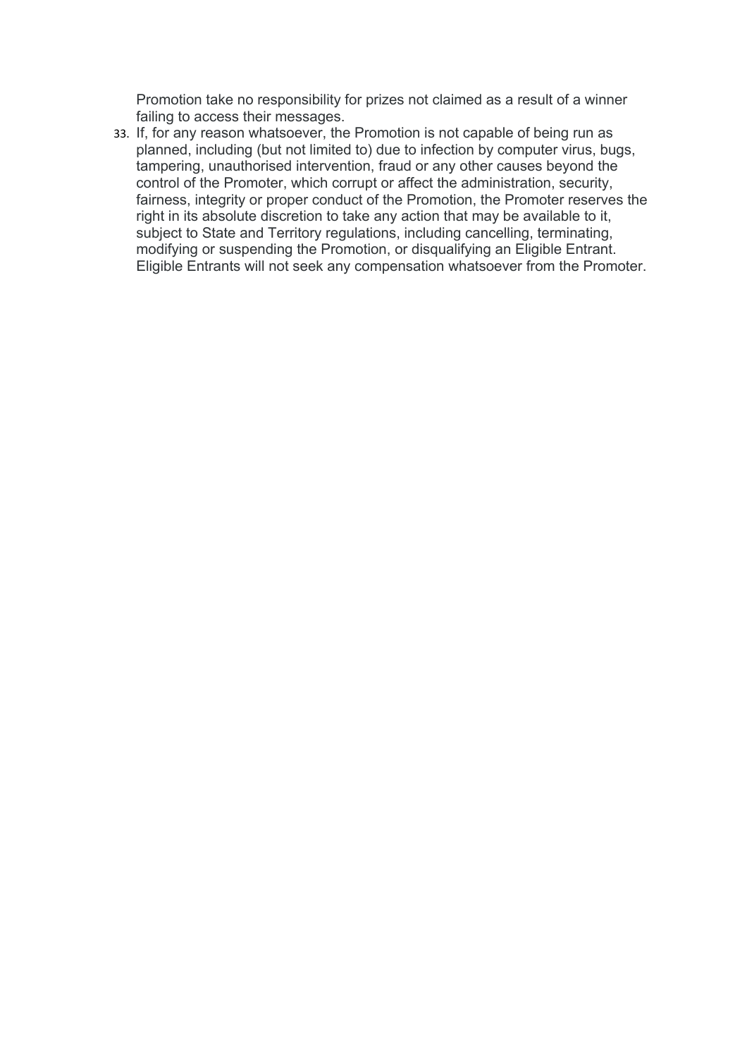Promotion take no responsibility for prizes not claimed as a result of a winner failing to access their messages.

33. If, for any reason whatsoever, the Promotion is not capable of being run as planned, including (but not limited to) due to infection by computer virus, bugs, tampering, unauthorised intervention, fraud or any other causes beyond the control of the Promoter, which corrupt or affect the administration, security, fairness, integrity or proper conduct of the Promotion, the Promoter reserves the right in its absolute discretion to take any action that may be available to it, subject to State and Territory regulations, including cancelling, terminating, modifying or suspending the Promotion, or disqualifying an Eligible Entrant. Eligible Entrants will not seek any compensation whatsoever from the Promoter.